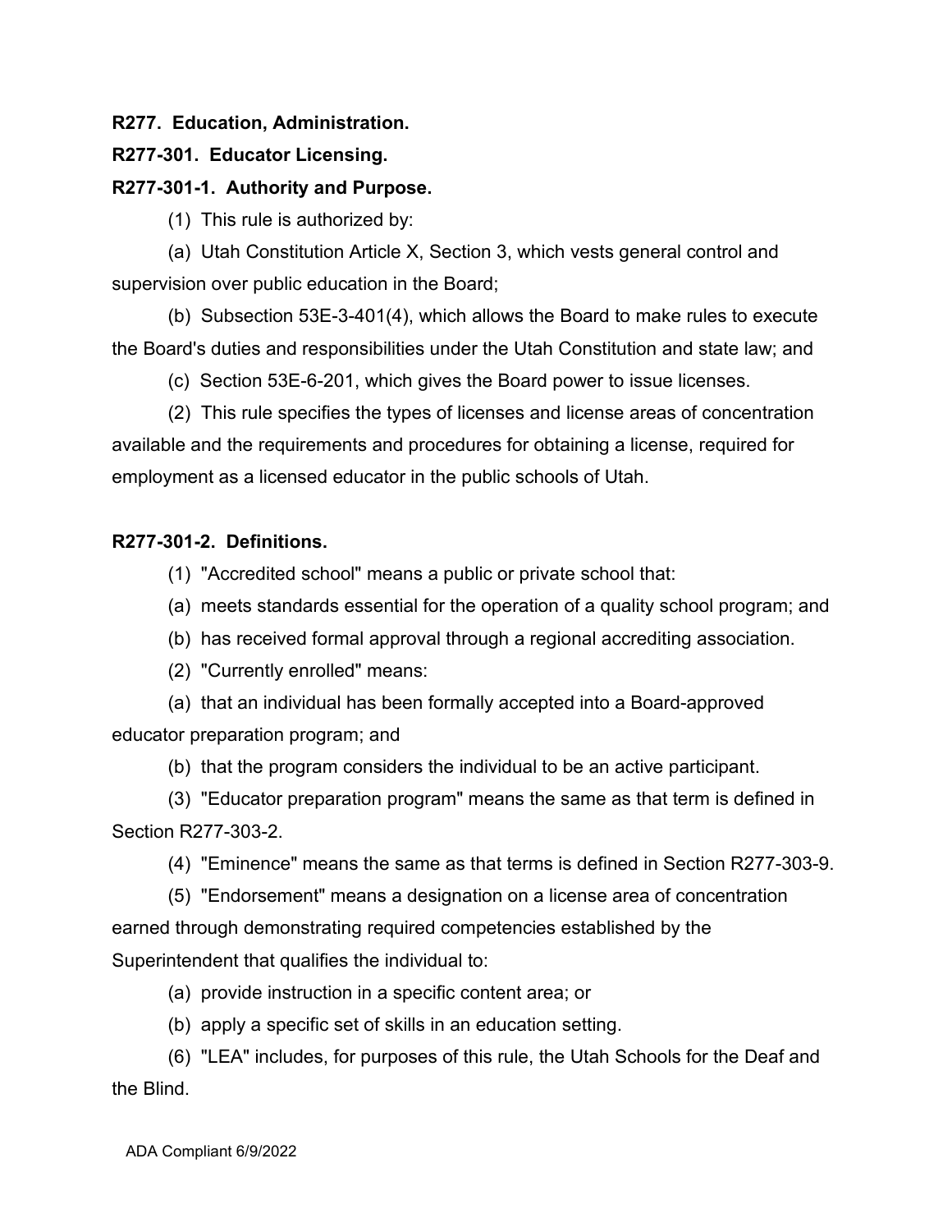**R277. Education, Administration.**

**R277-301. Educator Licensing.**

**R277-301-1. Authority and Purpose.**

(1) This rule is authorized by:

(a) Utah Constitution Article X, Section 3, which vests general control and supervision over public education in the Board;

(b) Subsection 53E-3-401(4), which allows the Board to make rules to execute the Board's duties and responsibilities under the Utah Constitution and state law; and

(c) Section 53E-6-201, which gives the Board power to issue licenses.

(2) This rule specifies the types of licenses and license areas of concentration available and the requirements and procedures for obtaining a license, required for employment as a licensed educator in the public schools of Utah.

**R277-301-2. Definitions.**

(1) "Accredited school" means a public or private school that:

(a) meets standards essential for the operation of a quality school program; and

(b) has received formal approval through a regional accrediting association.

(2) "Currently enrolled" means:

(a) that an individual has been formally accepted into a Board-approved educator preparation program; and

(b) that the program considers the individual to be an active participant.

(3) "Educator preparation program" means the same as that term is defined in Section R277-303-2.

(4) "Eminence" means the same as that terms is defined in Section R277-303-9.

(5) "Endorsement" means a designation on a license area of concentration earned through demonstrating required competencies established by the Superintendent that qualifies the individual to:

(a) provide instruction in a specific content area; or

(b) apply a specific set of skills in an education setting.

(6) "LEA" includes, for purposes of this rule, the Utah Schools for the Deaf and the Blind.

ADA Compliant 6/9/2022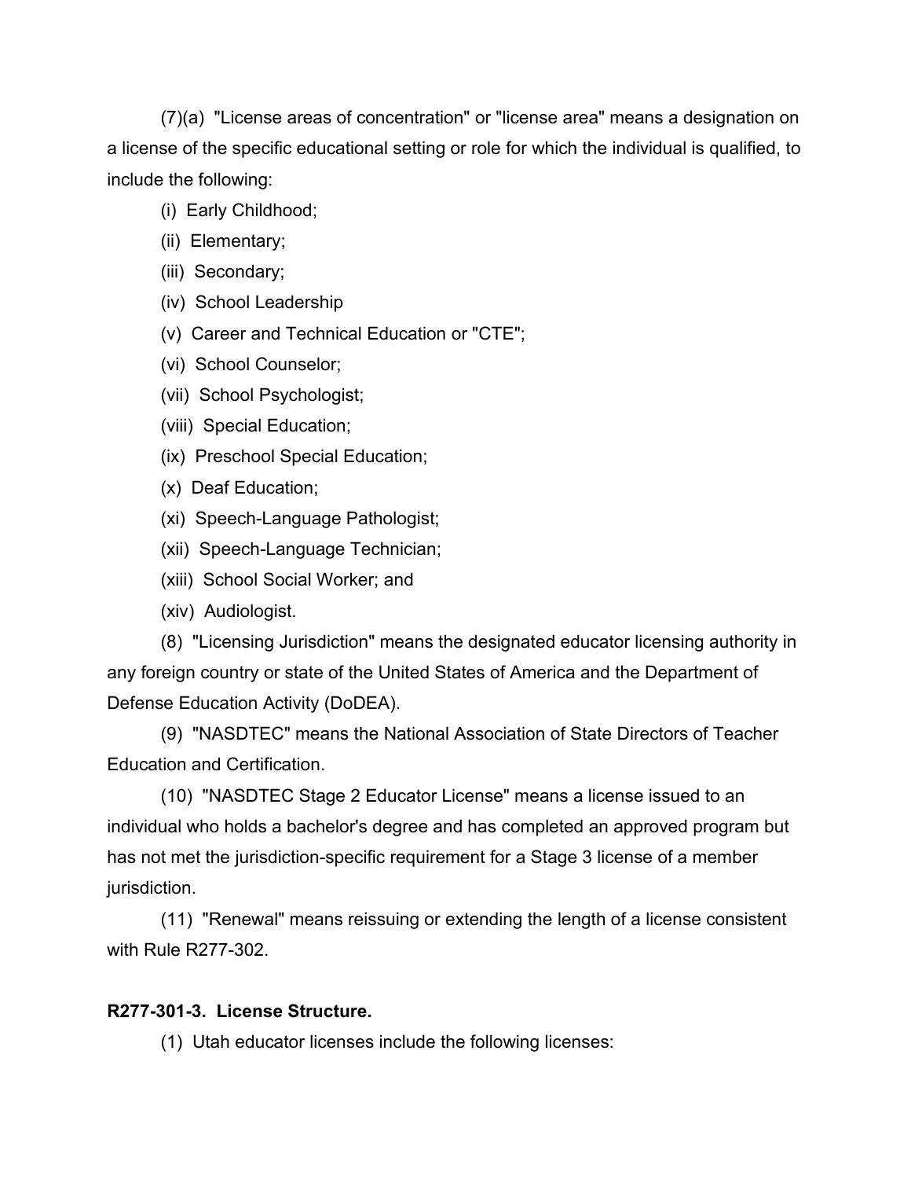(7)(a) "License areas of concentration" or "license area" means a designation on a license of the specific educational setting or role for which the individual is qualified, to include the following:

(i) Early Childhood;

(ii) Elementary;

(iii) Secondary;

(iv) School Leadership

(v) Career and Technical Education or "CTE";

(vi) School Counselor;

(vii) School Psychologist;

(viii) Special Education;

(ix) Preschool Special Education;

(x) Deaf Education;

(xi) Speech-Language Pathologist;

(xii) Speech-Language Technician;

(xiii) School Social Worker; and

(xiv) Audiologist.

(8) "Licensing Jurisdiction" means the designated educator licensing authority in any foreign country or state of the United States of America and the Department of Defense Education Activity (DoDEA).

(9) "NASDTEC" means the National Association of State Directors of Teacher Education and Certification.

(10) "NASDTEC Stage 2 Educator License" means a license issued to an individual who holds a bachelor's degree and has completed an approved program but has not met the jurisdiction-specific requirement for a Stage 3 license of a member jurisdiction.

(11) "Renewal" means reissuing or extending the length of a license consistent with Rule R277-302.

**R277-301-3. License Structure.**

(1) Utah educator licenses include the following licenses: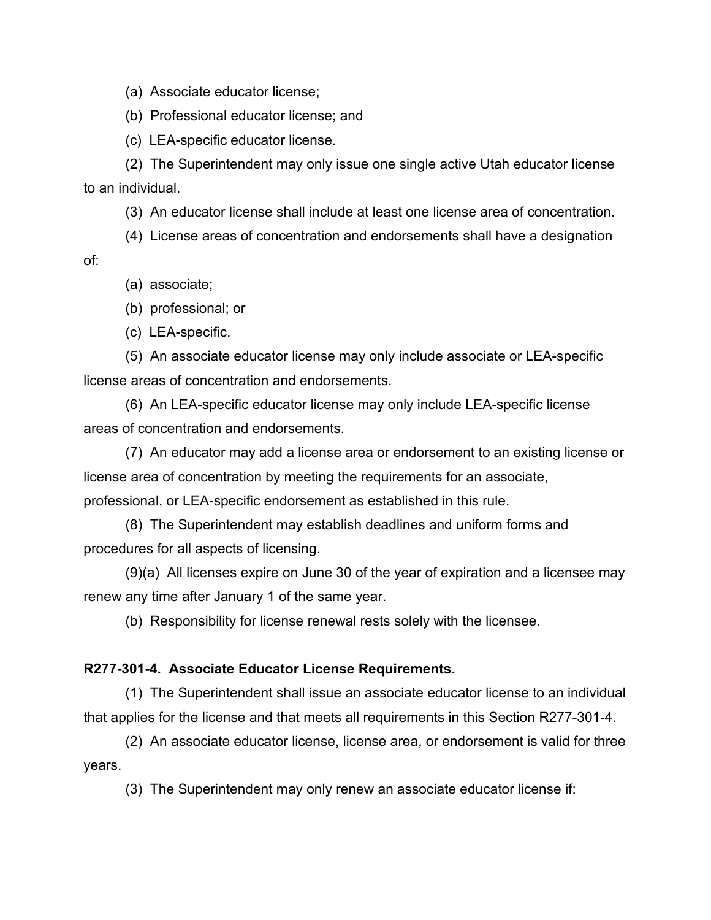(a) Associate educator license;

(b) Professional educator license; and

(c) LEA-specific educator license.

(2) The Superintendent may only issue one single active Utah educator license to an individual.

(3) An educator license shall include at least one license area of concentration.

(4) License areas of concentration and endorsements shall have a designation of:

(a) associate;

(b) professional; or

(c) LEA-specific.

(5) An associate educator license may only include associate or LEA-specific license areas of concentration and endorsements.

(6) An LEA-specific educator license may only include LEA-specific license areas of concentration and endorsements.

(7) An educator may add a license area or endorsement to an existing license or license area of concentration by meeting the requirements for an associate, professional, or LEA-specific endorsement as established in this rule.

(8) The Superintendent may establish deadlines and uniform forms and procedures for all aspects of licensing.

(9)(a) All licenses expire on June 30 of the year of expiration and a licensee may renew any time after January 1 of the same year.

(b) Responsibility for license renewal rests solely with the licensee.

**R277-301-4. Associate Educator License Requirements.**

(1) The Superintendent shall issue an associate educator license to an individual that applies for the license and that meets all requirements in this Section R277-301-4.

(2) An associate educator license, license area, or endorsement is valid for three years.

(3) The Superintendent may only renew an associate educator license if: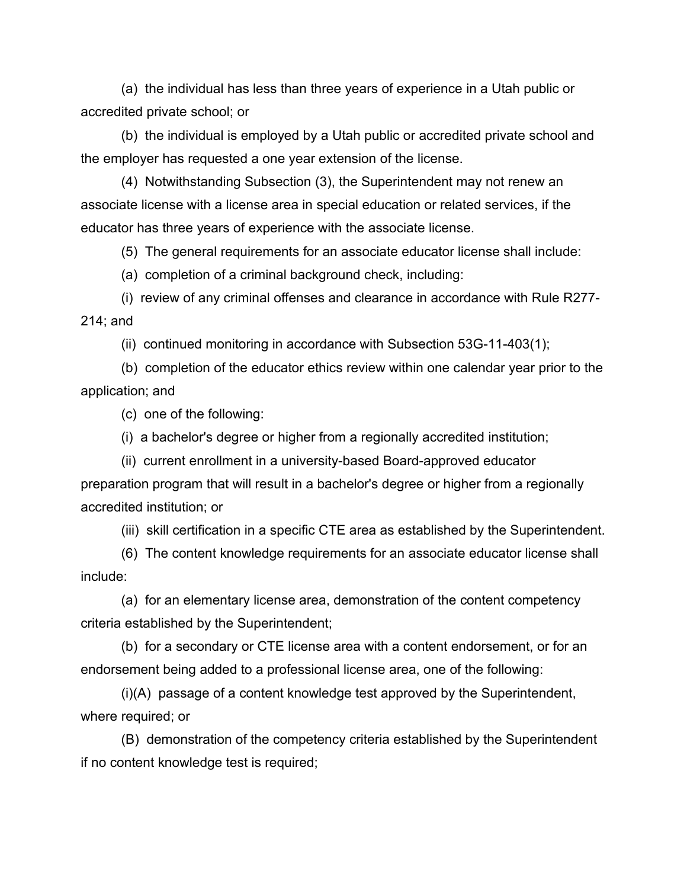(a) the individual has less than three years of experience in a Utah public or accredited private school; or

(b) the individual is employed by a Utah public or accredited private school and the employer has requested a one year extension of the license.

(4) Notwithstanding Subsection (3), the Superintendent may not renew an associate license with a license area in special education or related services, if the educator has three years of experience with the associate license.

(5) The general requirements for an associate educator license shall include:

(a) completion of a criminal background check, including:

(i) review of any criminal offenses and clearance in accordance with Rule R277-214; and

(ii) continued monitoring in accordance with Subsection 53G-11-403(1);

(b) completion of the educator ethics review within one calendar year prior to the application; and

(c) one of the following:

(i) a bachelor's degree or higher from a regionally accredited institution;

(ii) current enrollment in a university-based Board-approved educator preparation program that will result in a bachelor's degree or higher from a regionally accredited institution; or

(iii) skill certification in a specific CTE area as established by the Superintendent.

(6) The content knowledge requirements for an associate educator license shall include:

(a) for an elementary license area, demonstration of the content competency criteria established by the Superintendent;

(b) for a secondary or CTE license area with a content endorsement, or for an endorsement being added to a professional license area, one of the following:

(i)(A) passage of a content knowledge test approved by the Superintendent, where required; or

(B) demonstration of the competency criteria established by the Superintendent if no content knowledge test is required;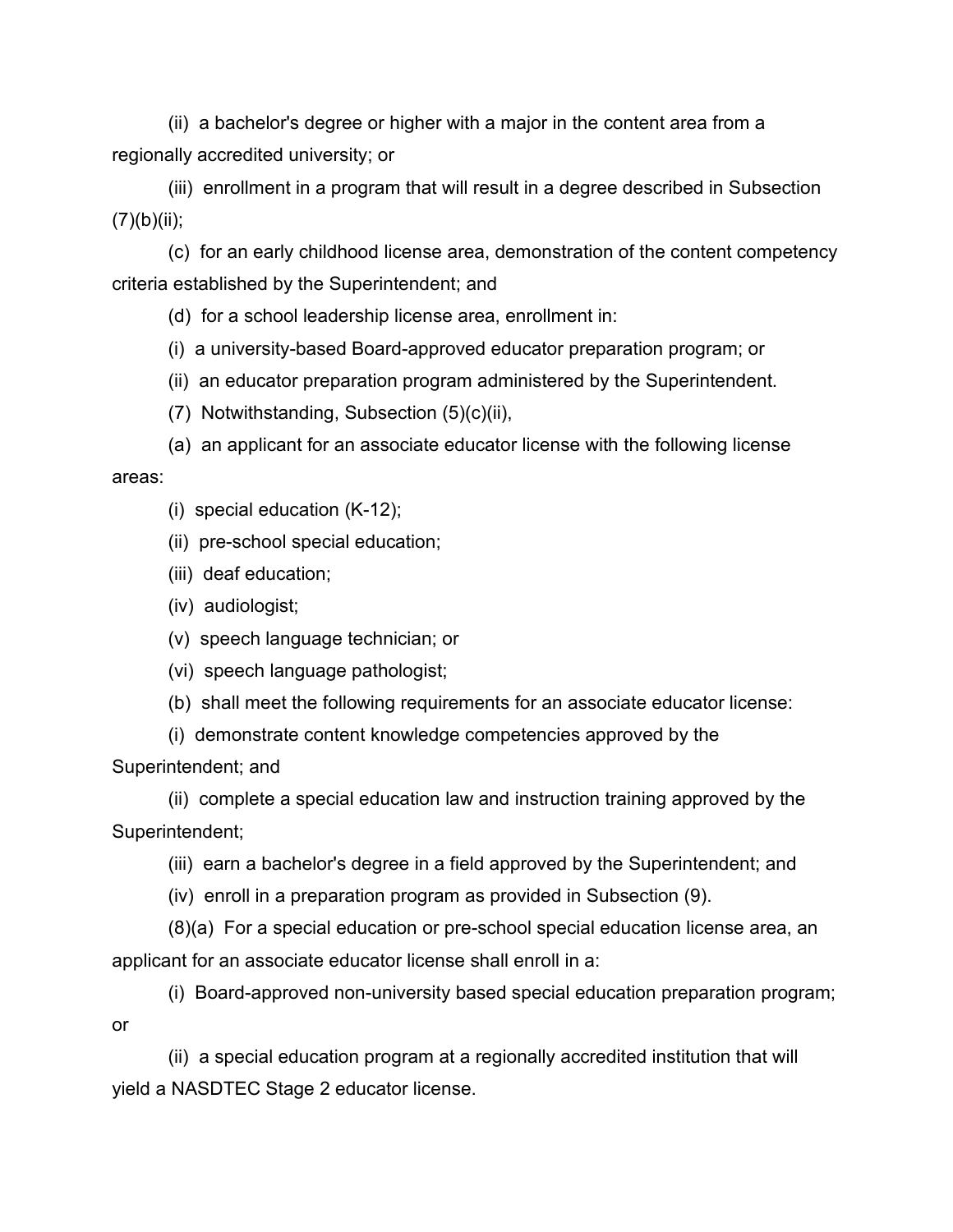(ii) a bachelor's degree or higher with a major in the content area from a regionally accredited university; or

(iii) enrollment in a program that will result in a degree described in Subsection (7)(b)(ii);

(c) for an early childhood license area, demonstration of the content competency criteria established by the Superintendent; and

(d) for a school leadership license area, enrollment in:

(i) a university-based Board-approved educator preparation program; or

(ii) an educator preparation program administered by the Superintendent.

(7) Notwithstanding, Subsection (5)(c)(ii),

(a) an applicant for an associate educator license with the following license areas:

(i) special education (K-12);

(ii) pre-school special education;

(iii) deaf education;

(iv) audiologist;

(v) speech language technician; or

(vi) speech language pathologist;

(b) shall meet the following requirements for an associate educator license:

(i) demonstrate content knowledge competencies approved by the Superintendent; and

(ii) complete a special education law and instruction training approved by the Superintendent;

(iii) earn a bachelor's degree in a field approved by the Superintendent; and

(iv) enroll in a preparation program as provided in Subsection (9).

(8)(a) For a special education or pre-school special education license area, an applicant for an associate educator license shall enroll in a:

(i) Board-approved non-university based special education preparation program; or

(ii) a special education program at a regionally accredited institution that will yield a NASDTEC Stage 2 educator license.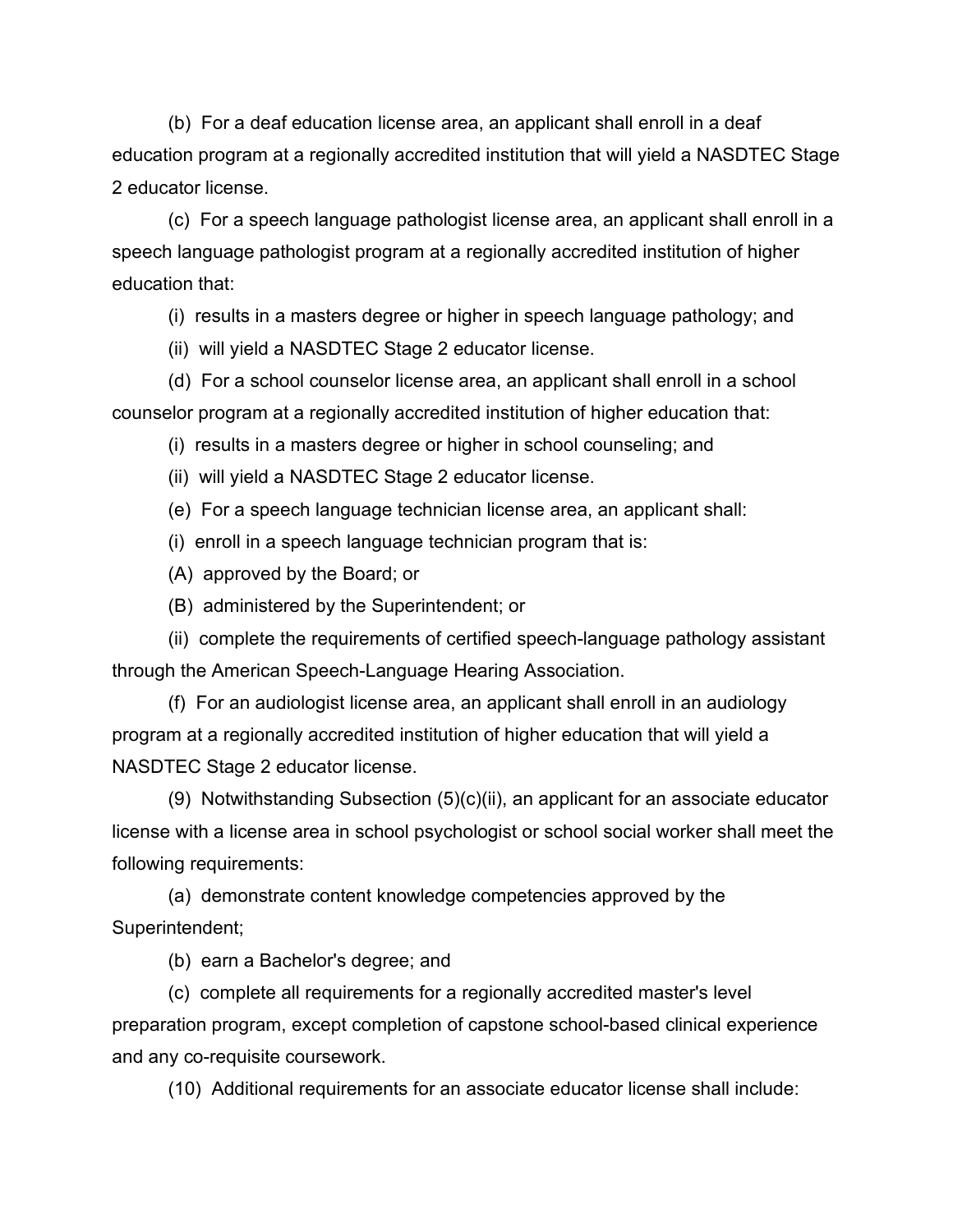(b) For a deaf education license area, an applicant shall enroll in a deaf education program at a regionally accredited institution that will yield a NASDTEC Stage 2 educator license.

(c) For a speech language pathologist license area, an applicant shall enroll in a speech language pathologist program at a regionally accredited institution of higher education that:

(i) results in a masters degree or higher in speech language pathology; and

(ii) will yield a NASDTEC Stage 2 educator license.

(d) For a school counselor license area, an applicant shall enroll in a school counselor program at a regionally accredited institution of higher education that:

(i) results in a masters degree or higher in school counseling; and

(ii) will yield a NASDTEC Stage 2 educator license.

(e) For a speech language technician license area, an applicant shall:

(i) enroll in a speech language technician program that is:

(A) approved by the Board; or

(B) administered by the Superintendent; or

(ii) complete the requirements of certified speech-language pathology assistant through the American Speech-Language Hearing Association.

(f) For an audiologist license area, an applicant shall enroll in an audiology program at a regionally accredited institution of higher education that will yield a NASDTEC Stage 2 educator license.

(9) Notwithstanding Subsection (5)(c)(ii), an applicant for an associate educator license with a license area in school psychologist or school social worker shall meet the following requirements:

(a) demonstrate content knowledge competencies approved by the Superintendent;

(b) earn a Bachelor's degree; and

(c) complete all requirements for a regionally accredited master's level preparation program, except completion of capstone school-based clinical experience and any co-requisite coursework.

(10) Additional requirements for an associate educator license shall include: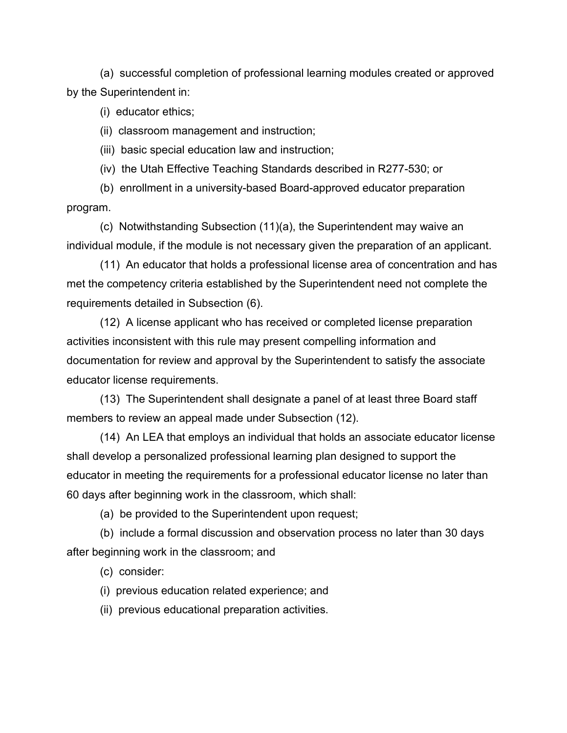(a) successful completion of professional learning modules created or approved by the Superintendent in:

(i) educator ethics;

(ii) classroom management and instruction;

(iii) basic special education law and instruction;

(iv) the Utah Effective Teaching Standards described in R277-530; or

(b) enrollment in a university-based Board-approved educator preparation program.

(c) Notwithstanding Subsection (11)(a), the Superintendent may waive an individual module, if the module is not necessary given the preparation of an applicant.

(11) An educator that holds a professional license area of concentration and has met the competency criteria established by the Superintendent need not complete the requirements detailed in Subsection (6).

(12) A license applicant who has received or completed license preparation activities inconsistent with this rule may present compelling information and documentation for review and approval by the Superintendent to satisfy the associate educator license requirements.

(13) The Superintendent shall designate a panel of at least three Board staff members to review an appeal made under Subsection (12).

(14) An LEA that employs an individual that holds an associate educator license shall develop a personalized professional learning plan designed to support the educator in meeting the requirements for a professional educator license no later than 60 days after beginning work in the classroom, which shall:

(a) be provided to the Superintendent upon request;

(b) include a formal discussion and observation process no later than 30 days after beginning work in the classroom; and

(c) consider:

(i) previous education related experience; and

(ii) previous educational preparation activities.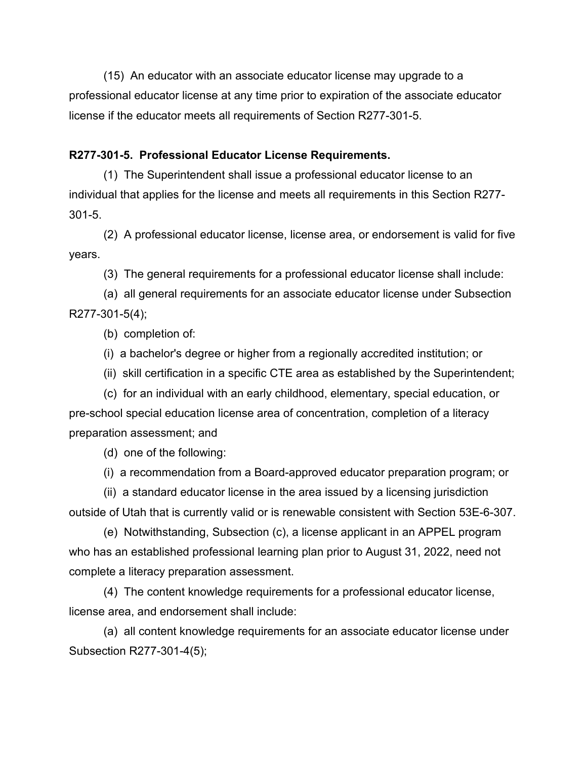(15) An educator with an associate educator license may upgrade to a professional educator license at any time prior to expiration of the associate educator license if the educator meets all requirements of Section R277-301-5.

**R277-301-5. Professional Educator License Requirements.**

(1) The Superintendent shall issue a professional educator license to an individual that applies for the license and meets all requirements in this Section R277-301-5.

(2) A professional educator license, license area, or endorsement is valid for five years.

(3) The general requirements for a professional educator license shall include:

(a) all general requirements for an associate educator license under Subsection R277-301-5(4);

(b) completion of:

(i) a bachelor's degree or higher from a regionally accredited institution; or

(ii) skill certification in a specific CTE area as established by the Superintendent;

(c) for an individual with an early childhood, elementary, special education, or pre-school special education license area of concentration, completion of a literacy preparation assessment; and

(d) one of the following:

(i) a recommendation from a Board-approved educator preparation program; or

(ii) a standard educator license in the area issued by a licensing jurisdiction outside of Utah that is currently valid or is renewable consistent with Section 53E-6-307.

(e) Notwithstanding, Subsection (c), a license applicant in an APPEL program who has an established professional learning plan prior to August 31, 2022, need not complete a literacy preparation assessment.

(4) The content knowledge requirements for a professional educator license, license area, and endorsement shall include:

(a) all content knowledge requirements for an associate educator license under Subsection R277-301-4(5);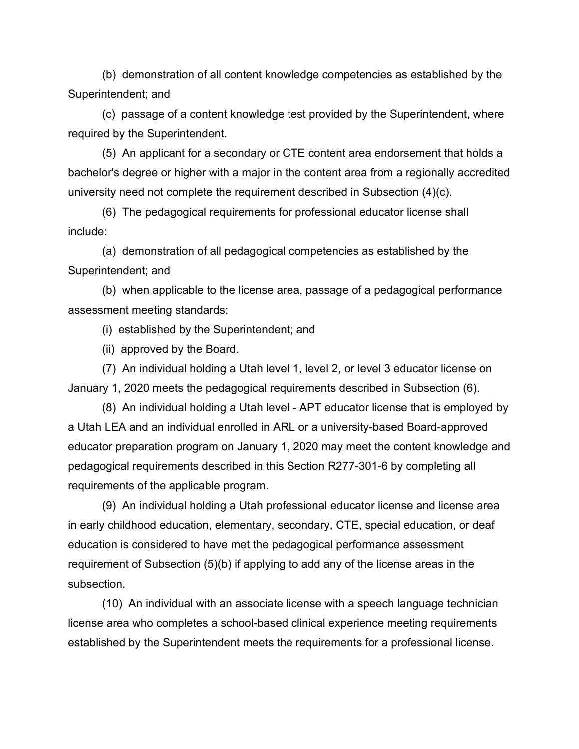(b) demonstration of all content knowledge competencies as established by the Superintendent; and

(c) passage of a content knowledge test provided by the Superintendent, where required by the Superintendent.

(5) An applicant for a secondary or CTE content area endorsement that holds a bachelor's degree or higher with a major in the content area from a regionally accredited university need not complete the requirement described in Subsection (4)(c).

(6) The pedagogical requirements for professional educator license shall include:

(a) demonstration of all pedagogical competencies as established by the Superintendent; and

(b) when applicable to the license area, passage of a pedagogical performance assessment meeting standards:

(i) established by the Superintendent; and

(ii) approved by the Board.

(7) An individual holding a Utah level 1, level 2, or level 3 educator license on January 1, 2020 meets the pedagogical requirements described in Subsection (6).

(8) An individual holding a Utah level - APT educator license that is employed by a Utah LEA and an individual enrolled in ARL or a university-based Board-approved educator preparation program on January 1, 2020 may meet the content knowledge and pedagogical requirements described in this Section R277-301-6 by completing all requirements of the applicable program.

(9) An individual holding a Utah professional educator license and license area in early childhood education, elementary, secondary, CTE, special education, or deaf education is considered to have met the pedagogical performance assessment requirement of Subsection (5)(b) if applying to add any of the license areas in the subsection.

(10) An individual with an associate license with a speech language technician license area who completes a school-based clinical experience meeting requirements established by the Superintendent meets the requirements for a professional license.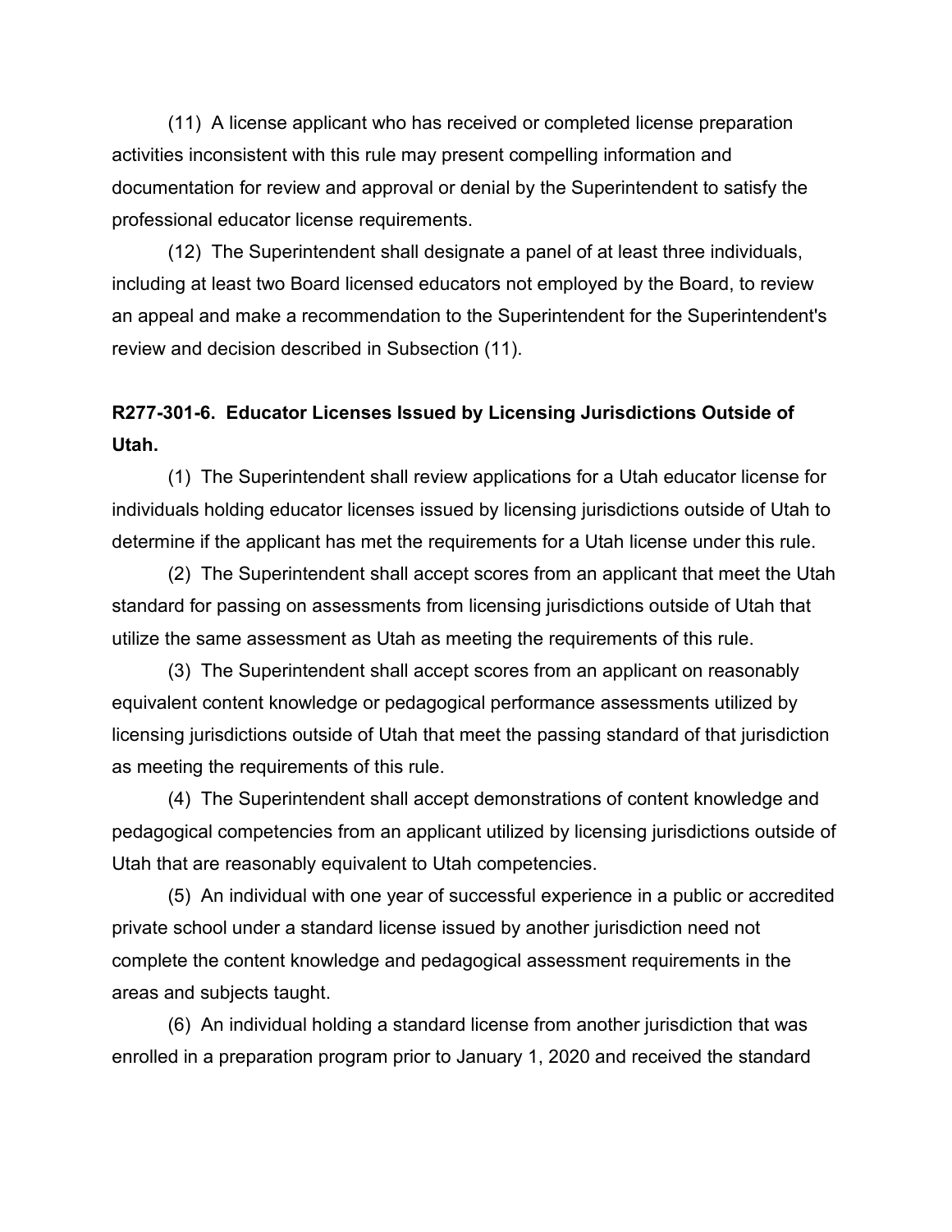(11) A license applicant who has received or completed license preparation activities inconsistent with this rule may present compelling information and documentation for review and approval or denial by the Superintendent to satisfy the professional educator license requirements.

(12) The Superintendent shall designate a panel of at least three individuals, including at least two Board licensed educators not employed by the Board, to review an appeal and make a recommendation to the Superintendent for the Superintendent's review and decision described in Subsection (11).

**R277-301-6. Educator Licenses Issued by Licensing Jurisdictions Outside of Utah.**

(1) The Superintendent shall review applications for a Utah educator license for individuals holding educator licenses issued by licensing jurisdictions outside of Utah to determine if the applicant has met the requirements for a Utah license under this rule.

(2) The Superintendent shall accept scores from an applicant that meet the Utah standard for passing on assessments from licensing jurisdictions outside of Utah that utilize the same assessment as Utah as meeting the requirements of this rule.

(3) The Superintendent shall accept scores from an applicant on reasonably equivalent content knowledge or pedagogical performance assessments utilized by licensing jurisdictions outside of Utah that meet the passing standard of that jurisdiction as meeting the requirements of this rule.

(4) The Superintendent shall accept demonstrations of content knowledge and pedagogical competencies from an applicant utilized by licensing jurisdictions outside of Utah that are reasonably equivalent to Utah competencies.

(5) An individual with one year of successful experience in a public or accredited private school under a standard license issued by another jurisdiction need not complete the content knowledge and pedagogical assessment requirements in the areas and subjects taught.

(6) An individual holding a standard license from another jurisdiction that was enrolled in a preparation program prior to January 1, 2020 and received the standard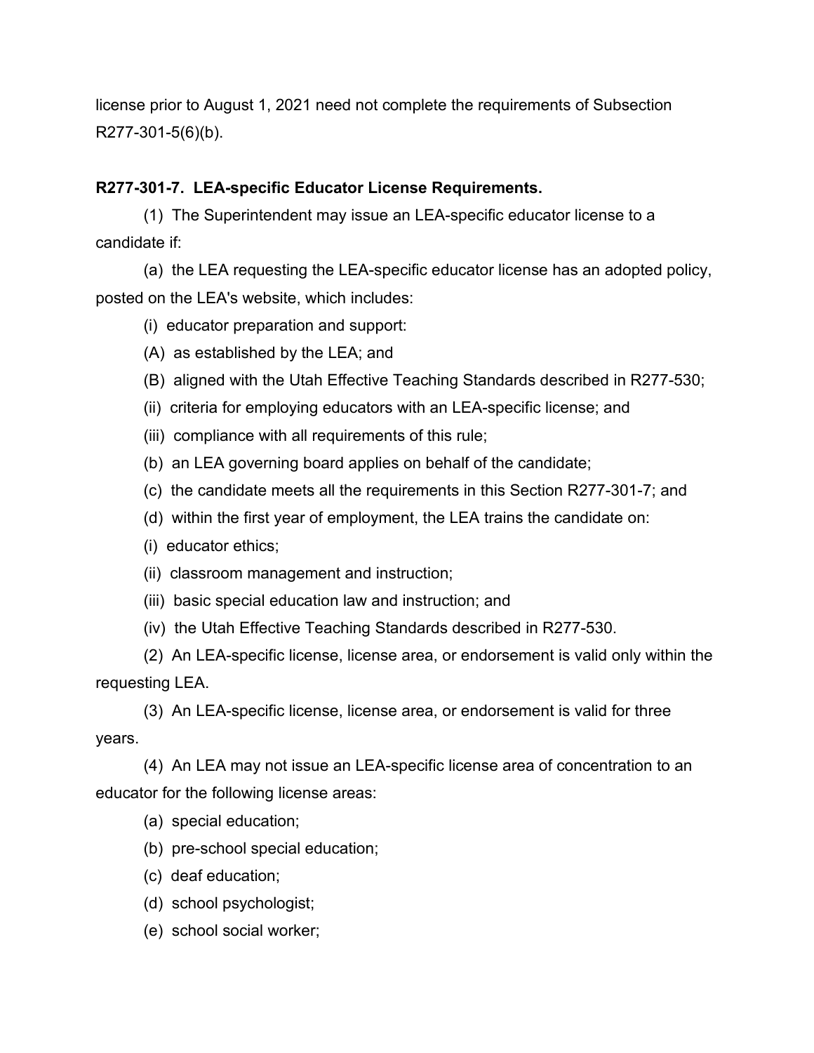license prior to August 1, 2021 need not complete the requirements of Subsection R277-301-5(6)(b).

**R277-301-7. LEA-specific Educator License Requirements.**

(1) The Superintendent may issue an LEA-specific educator license to a candidate if:

(a) the LEA requesting the LEA-specific educator license has an adopted policy, posted on the LEA's website, which includes:

(i) educator preparation and support:

(A) as established by the LEA; and

(B) aligned with the Utah Effective Teaching Standards described in R277-530;

(ii) criteria for employing educators with an LEA-specific license; and

(iii) compliance with all requirements of this rule;

(b) an LEA governing board applies on behalf of the candidate;

(c) the candidate meets all the requirements in this Section R277-301-7; and

(d) within the first year of employment, the LEA trains the candidate on:

(i) educator ethics;

(ii) classroom management and instruction;

(iii) basic special education law and instruction; and

(iv) the Utah Effective Teaching Standards described in R277-530.

(2) An LEA-specific license, license area, or endorsement is valid only within the requesting LEA.

(3) An LEA-specific license, license area, or endorsement is valid for three years.

(4) An LEA may not issue an LEA-specific license area of concentration to an educator for the following license areas:

(a) special education;

(b) pre-school special education;

(c) deaf education;

(d) school psychologist;

(e) school social worker;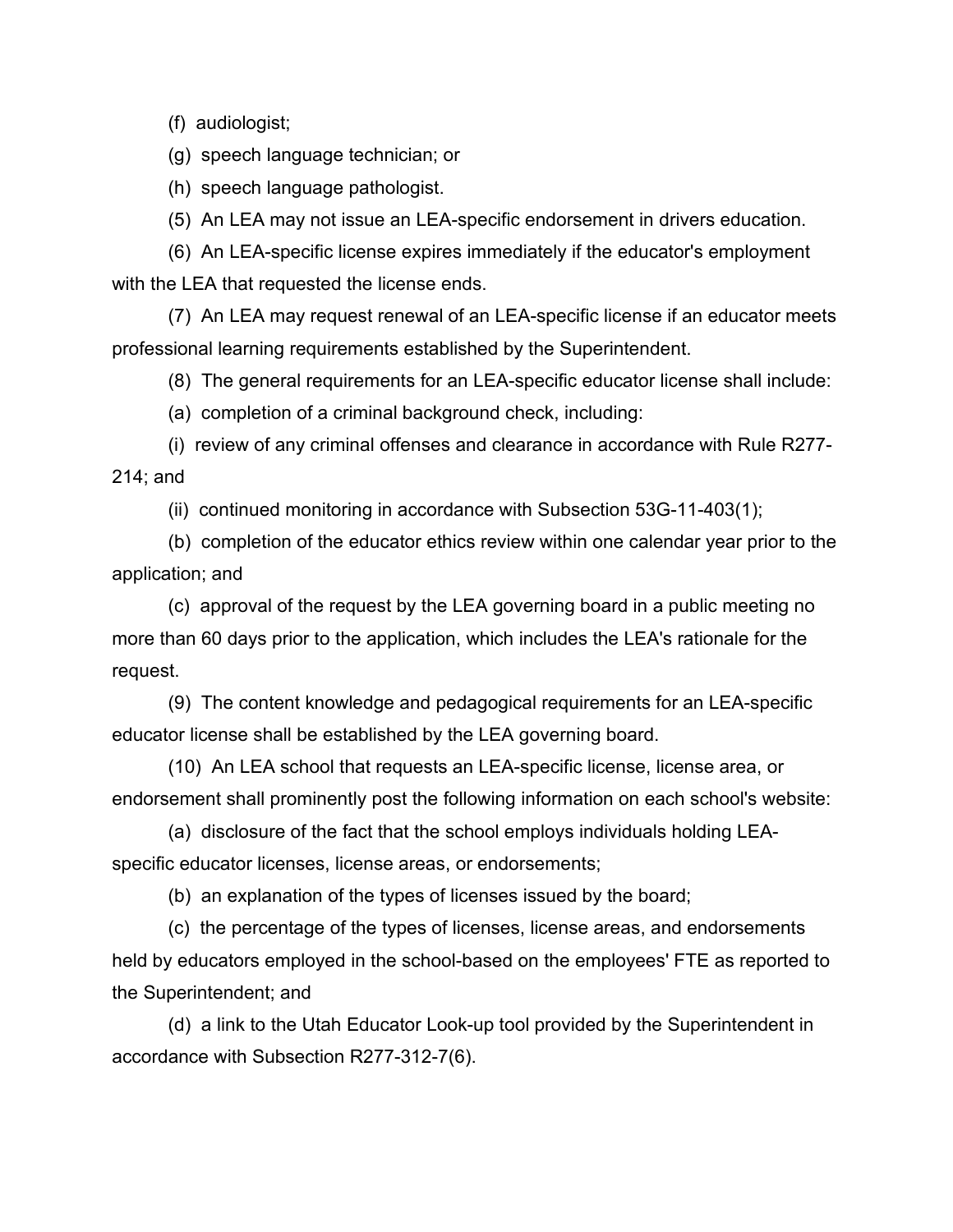(f) audiologist;

(g) speech language technician; or

(h) speech language pathologist.

(5) An LEA may not issue an LEA-specific endorsement in drivers education.

(6) An LEA-specific license expires immediately if the educator's employment with the LEA that requested the license ends.

(7) An LEA may request renewal of an LEA-specific license if an educator meets professional learning requirements established by the Superintendent.

(8) The general requirements for an LEA-specific educator license shall include:

(a) completion of a criminal background check, including:

(i) review of any criminal offenses and clearance in accordance with Rule R277-214; and

(ii) continued monitoring in accordance with Subsection 53G-11-403(1);

(b) completion of the educator ethics review within one calendar year prior to the application; and

(c) approval of the request by the LEA governing board in a public meeting no more than 60 days prior to the application, which includes the LEA's rationale for the request.

(9) The content knowledge and pedagogical requirements for an LEA-specific educator license shall be established by the LEA governing board.

(10) An LEA school that requests an LEA-specific license, license area, or endorsement shall prominently post the following information on each school's website:

(a) disclosure of the fact that the school employs individuals holding LEA-specific educator licenses, license areas, or endorsements;

(b) an explanation of the types of licenses issued by the board;

(c) the percentage of the types of licenses, license areas, and endorsements held by educators employed in the school-based on the employees' FTE as reported to the Superintendent; and

(d) a link to the Utah Educator Look-up tool provided by the Superintendent in accordance with Subsection R277-312-7(6).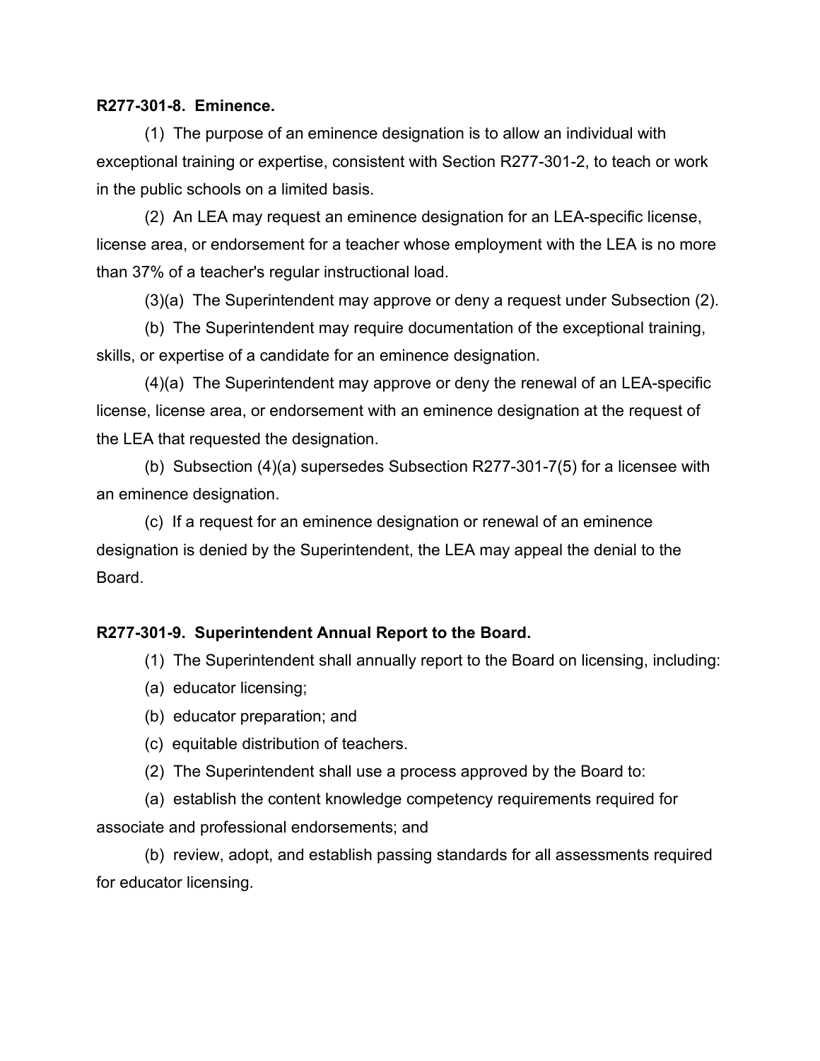**R277-301-8. Eminence.**

(1) The purpose of an eminence designation is to allow an individual with exceptional training or expertise, consistent with Section R277-301-2, to teach or work in the public schools on a limited basis.

(2) An LEA may request an eminence designation for an LEA-specific license, license area, or endorsement for a teacher whose employment with the LEA is no more than 37% of a teacher's regular instructional load.

(3)(a) The Superintendent may approve or deny a request under Subsection (2).

(b) The Superintendent may require documentation of the exceptional training, skills, or expertise of a candidate for an eminence designation.

(4)(a) The Superintendent may approve or deny the renewal of an LEA-specific license, license area, or endorsement with an eminence designation at the request of the LEA that requested the designation.

(b) Subsection (4)(a) supersedes Subsection R277-301-7(5) for a licensee with an eminence designation.

(c) If a request for an eminence designation or renewal of an eminence designation is denied by the Superintendent, the LEA may appeal the denial to the Board.

**R277-301-9. Superintendent Annual Report to the Board.**

(1) The Superintendent shall annually report to the Board on licensing, including:

(a) educator licensing;

(b) educator preparation; and

(c) equitable distribution of teachers.

(2) The Superintendent shall use a process approved by the Board to:

(a) establish the content knowledge competency requirements required for associate and professional endorsements; and

(b) review, adopt, and establish passing standards for all assessments required for educator licensing.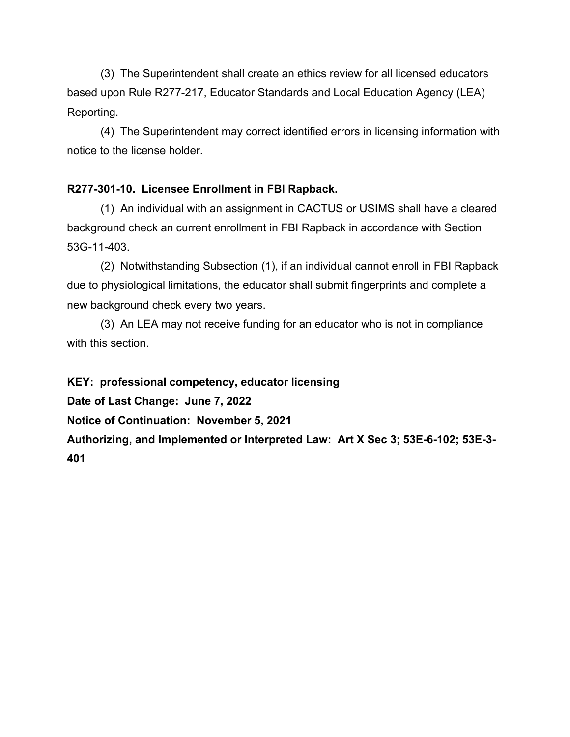(3) The Superintendent shall create an ethics review for all licensed educators based upon Rule R277-217, Educator Standards and Local Education Agency (LEA) Reporting.

(4) The Superintendent may correct identified errors in licensing information with notice to the license holder.

**R277-301-10. Licensee Enrollment in FBI Rapback.**

(1) An individual with an assignment in CACTUS or USIMS shall have a cleared background check an current enrollment in FBI Rapback in accordance with Section 53G-11-403.

(2) Notwithstanding Subsection (1), if an individual cannot enroll in FBI Rapback due to physiological limitations, the educator shall submit fingerprints and complete a new background check every two years.

(3) An LEA may not receive funding for an educator who is not in compliance with this section.

**KEY: professional competency, educator licensing**

**Date of Last Change: June 7, 2022**

**Notice of Continuation: November 5, 2021**

**Authorizing, and Implemented or Interpreted Law: Art X Sec 3; 53E-6-102; 53E-3-401**